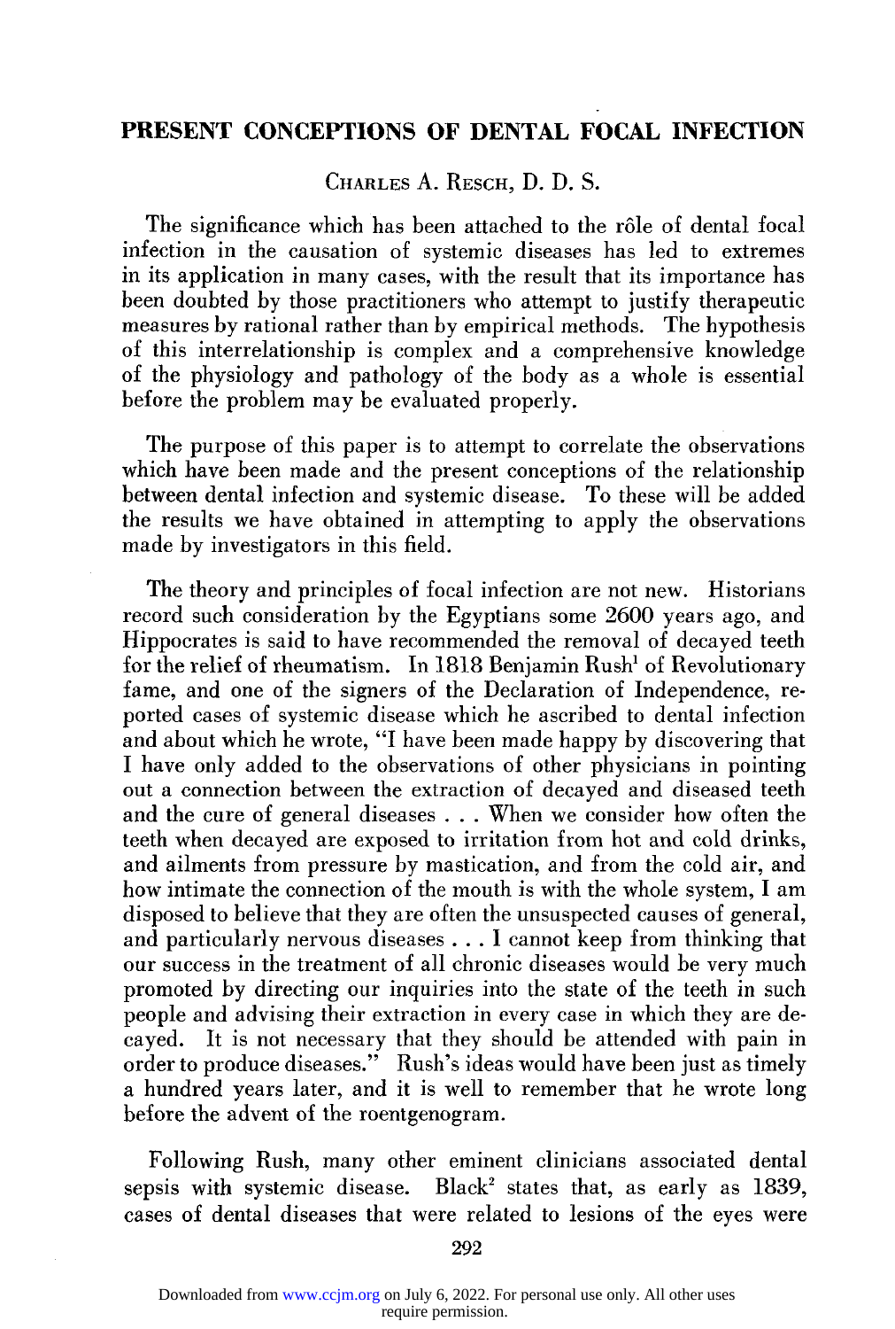# PRESENT CONCEPTIONS OF DENTAL FOCAL INFECTION

CHARLES A. RESCH, D. D. S.

The significance which has been attached to the rôle of dental focal infection in the causation of systemic diseases has led to extremes in its application in many cases, with the result that its importance has been doubted by those practitioners who attempt to justify therapeutic measures by rational rather than by empirical methods. The hypothesis of this interrelationship is complex and a comprehensive knowledge of the physiology and pathology of the body as a whole is essential before the problem may be evaluated properly.

The purpose of this paper is to attempt to correlate the observations which have been made and the present conceptions of the relationship between dental infection and systemic disease. To these will be added the results we have obtained in attempting to apply the observations made by investigators in this field.

The theory and principles of focal infection are not new. Historians record such consideration by the Egyptians some 2600 years ago, and Hippocrates is said to have recommended the removal of decayed teeth for the relief of rheumatism. In 1818 Benjamin Rush[1] of Revolutionary fame, and one of the signers of the Declaration of Independence, reported cases of systemic disease which he ascribed to dental infection and about which he wrote, "I have been made happy by discovering that I have only added to the observations of other physicians in pointing out a connection between the extraction of decayed and diseased teeth and the cure of general diseases . . . When we consider how often the teeth when decayed are exposed to irritation from hot and cold drinks, and ailments from pressure by mastication, and from the cold air, and how intimate the connection of the mouth is with the whole system, I am disposed to believe that they are often the unsuspected causes of general, and particularly nervous diseases . . . I cannot keep from thinking that our success in the treatment of all chronic diseases would be very much promoted by directing our inquiries into the state of the teeth in such people and advising their extraction in every case in which they are decayed. It is not necessary that they should be attended with pain in order to produce diseases." Rush's ideas would have been just as timely a hundred years later, and it is well to remember that he wrote long before the advent of the roentgenogram.

Following Rush, many other eminent clinicians associated dental sepsis with systemic disease. Black[2] states that, as early as 1839, cases of dental diseases that were related to lesions of the eyes were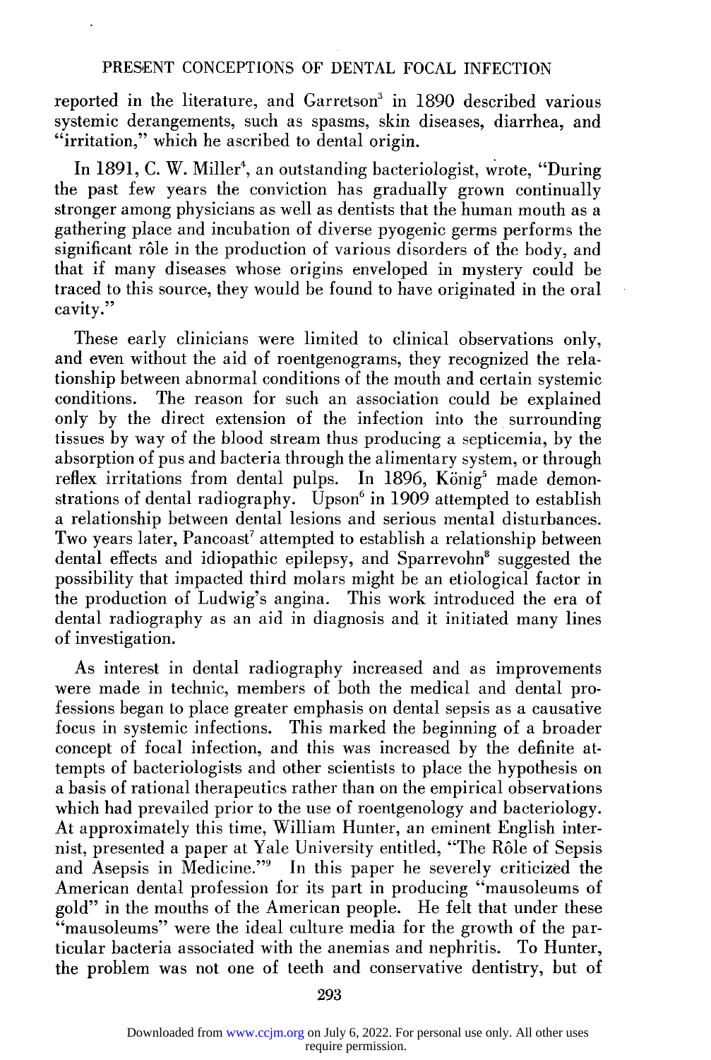reported in the literature, and Garretson[3] in 1890 described various systemic derangements, such as spasms, skin diseases, diarrhea, and "irritation," which he ascribed to dental origin.

In 1891, C. W. Miller[4], an outstanding bacteriologist, wrote, "During the past few years the conviction has gradually grown continually stronger among physicians as well as dentists that the human mouth as a gathering place and incubation of diverse pyogenic germs performs the significant rôle in the production of various disorders of the body, and that if many diseases whose origins enveloped in mystery could be traced to this source, they would be found to have originated in the oral cavity."

These early clinicians were limited to clinical observations only, and even without the aid of roentgenograms, they recognized the relationship between abnormal conditions of the mouth and certain systemic conditions. The reason for such an association could be explained only by the direct extension of the infection into the surrounding tissues by way of the blood stream thus producing a septicemia, by the absorption of pus and bacteria through the alimentary system, or through reflex irritations from dental pulps. In 1896, König[5] made demonstrations of dental radiography. Upson[6] in 1909 attempted to establish a relationship between dental lesions and serious mental disturbances. Two years later, Pancoast[7] attempted to establish a relationship between dental effects and idiopathic epilepsy, and Sparrevohn[8] suggested the possibility that impacted third molars might be an etiological factor in the production of Ludwig's angina. This work introduced the era of dental radiography as an aid in diagnosis and it initiated many lines of investigation.

As interest in dental radiography increased and as improvements were made in technic, members of both the medical and dental professions began to place greater emphasis on dental sepsis as a causative focus in systemic infections. This marked the beginning of a broader concept of focal infection, and this was increased by the definite attempts of bacteriologists and other scientists to place the hypothesis on a basis of rational therapeutics rather than on the empirical observations which had prevailed prior to the use of roentgenology and bacteriology. At approximately this time, William Hunter, an eminent English internist, presented a paper at Yale University entitled, "The Rôle of Sepsis and Asepsis in Medicine."[9] In this paper he severely criticized the American dental profession for its part in producing "mausoleums of gold" in the mouths of the American people. He felt that under these "mausoleums" were the ideal culture media for the growth of the particular bacteria associated with the anemias and nephritis. To Hunter, the problem was not one of teeth and conservative dentistry, but of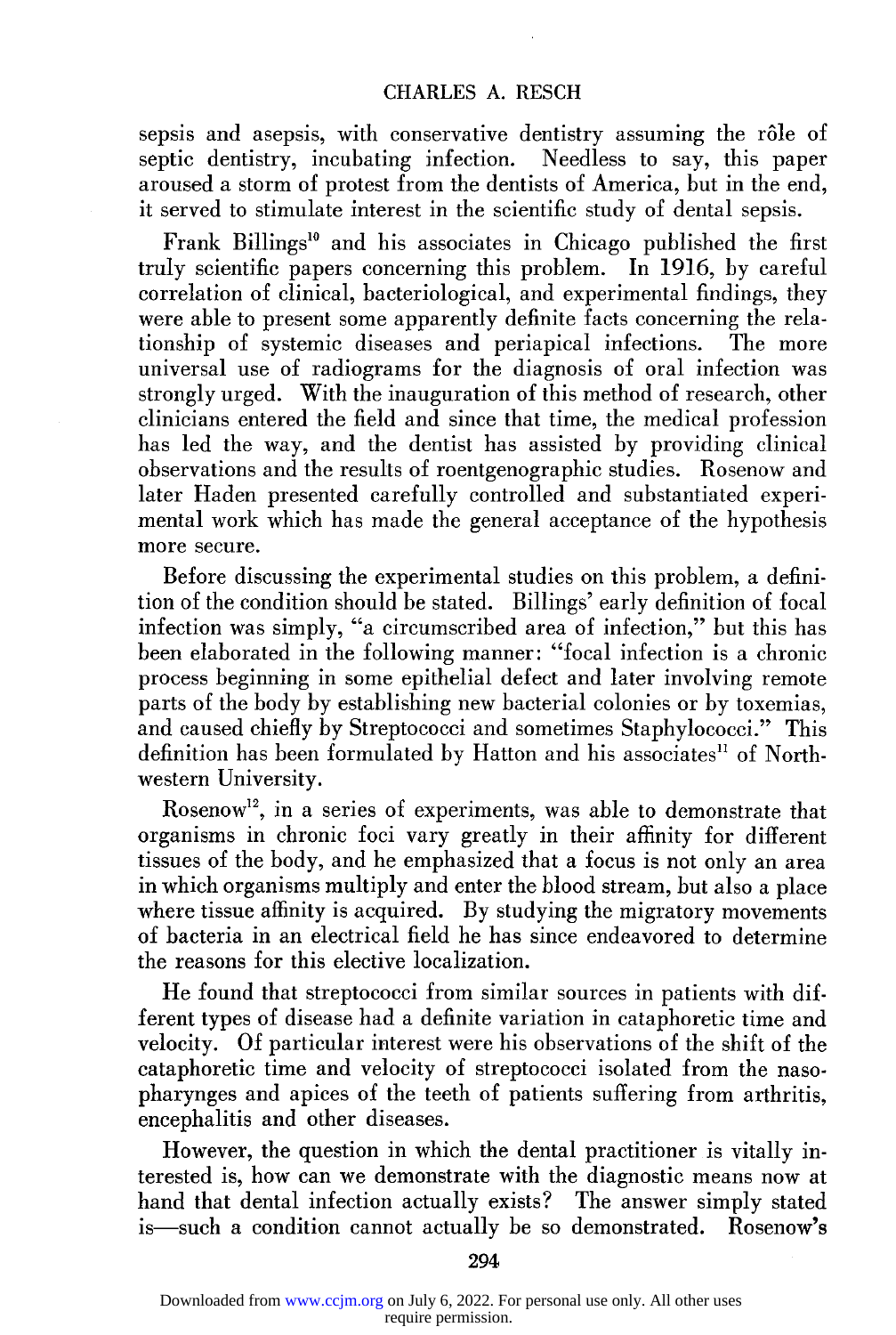sepsis and asepsis, with conservative dentistry assuming the rôle of septic dentistry, incubating infection. Needless to say, this paper aroused a storm of protest from the dentists of America, but in the end, it served to stimulate interest in the scientific study of dental sepsis.

Frank Billings[10] and his associates in Chicago published the first truly scientific papers concerning this problem. In 1916, by careful correlation of clinical, bacteriological, and experimental findings, they were able to present some apparently definite facts concerning the relationship of systemic diseases and periapical infections. The more universal use of radiograms for the diagnosis of oral infection was strongly urged. With the inauguration of this method of research, other clinicians entered the field and since that time, the medical profession has led the way, and the dentist has assisted by providing clinical observations and the results of roentgenographic studies. Rosenow and later Haden presented carefully controlled and substantiated experimental work which has made the general acceptance of the hypothesis more secure.

Before discussing the experimental studies on this problem, a definition of the condition should be stated. Billings' early definition of focal infection was simply, "a circumscribed area of infection," but this has been elaborated in the following manner: "focal infection is a chronic process beginning in some epithelial defect and later involving remote parts of the body by establishing new bacterial colonies or by toxemias, and caused chiefly by Streptococci and sometimes Staphylococci." This definition has been formulated by Hatton and his associates[11] of Northwestern University.

Rosenow[12], in a series of experiments, was able to demonstrate that organisms in chronic foci vary greatly in their affinity for different tissues of the body, and he emphasized that a focus is not only an area in which organisms multiply and enter the blood stream, but also a place where tissue affinity is acquired. By studying the migratory movements of bacteria in an electrical field he has since endeavored to determine the reasons for this elective localization.

He found that streptococci from similar sources in patients with different types of disease had a definite variation in cataphoretic time and velocity. Of particular interest were his observations of the shift of the cataphoretic time and velocity of streptococci isolated from the nasopharynges and apices of the teeth of patients suffering from arthritis, encephalitis and other diseases.

However, the question in which the dental practitioner is vitally interested is, how can we demonstrate with the diagnostic means now at hand that dental infection actually exists? The answer simply stated is—such a condition cannot actually be so demonstrated. Rosenow's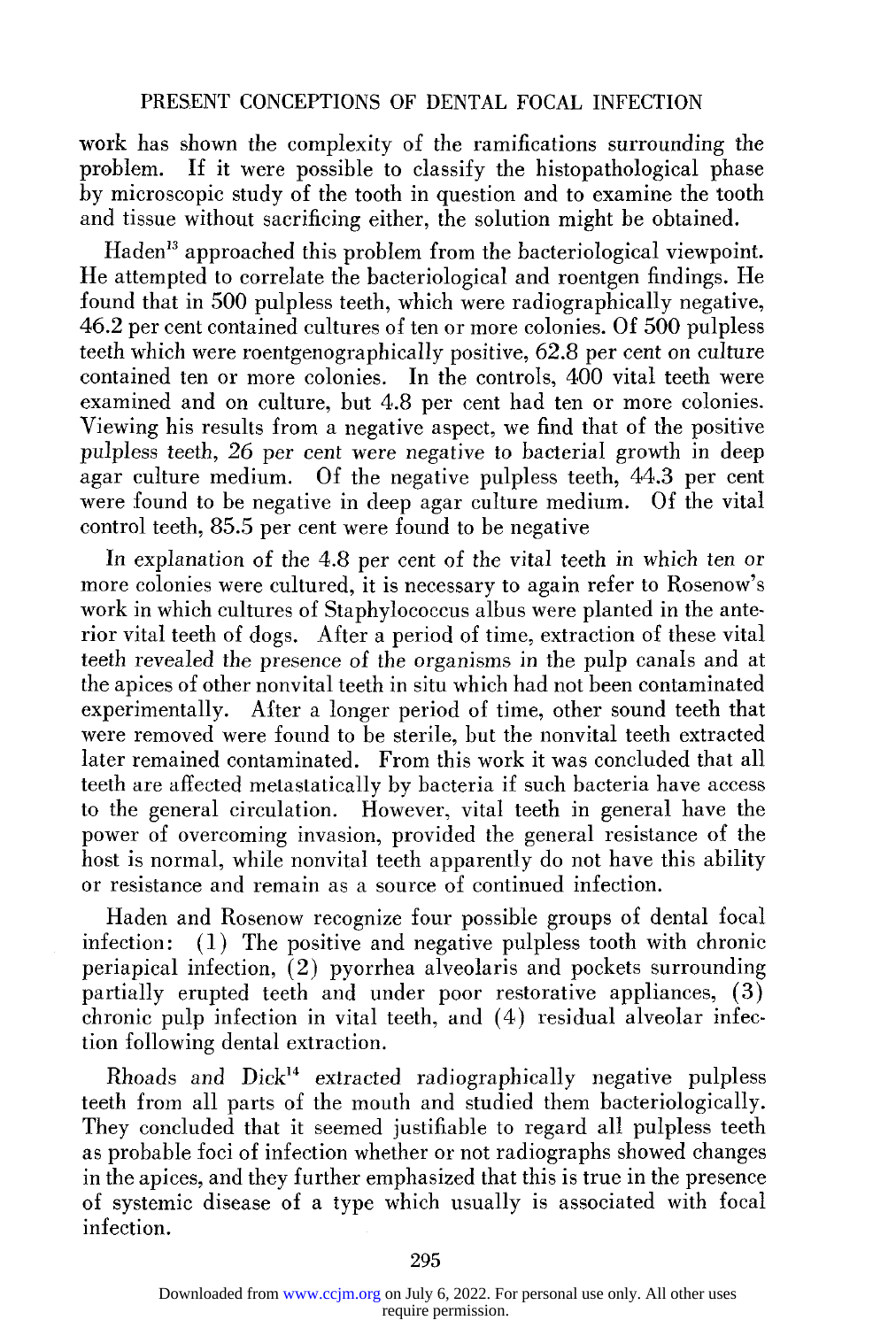work has shown the complexity of the ramifications surrounding the problem. If it were possible to classify the histopathological phase by microscopic study of the tooth in question and to examine the tooth and tissue without sacrificing either, the solution might be obtained.

Haden[13] approached this problem from the bacteriological viewpoint. He attempted to correlate the bacteriological and roentgen findings. He found that in 500 pulpless teeth, which were radiographically negative, 46.2 per cent contained cultures of ten or more colonies. Of 500 pulpless teeth which were roentgenographically positive, 62.8 per cent on culture contained ten or more colonies. In the controls, 400 vital teeth were examined and on culture, but 4.8 per cent had ten or more colonies. Viewing his results from a negative aspect, we find that of the positive pulpless teeth, 26 per cent were negative to bacterial growth in deep agar culture medium. Of the negative pulpless teeth, 44.3 per cent were found to be negative in deep agar culture medium. Of the vital control teeth, 85.5 per cent were found to be negative

In explanation of the 4.8 per cent of the vital teeth in which ten or more colonies were cultured, it is necessary to again refer to Rosenow's work in which cultures of Staphylococcus albus were planted in the anterior vital teeth of dogs. After a period of time, extraction of these vital teeth revealed the presence of the organisms in the pulp canals and at the apices of other nonvital teeth in situ which had not been contaminated experimentally. After a longer period of time, other sound teeth that were removed were found to be sterile, but the nonvital teeth extracted later remained contaminated. From this work it was concluded that all teeth are affected metastatically by bacteria if such bacteria have access to the general circulation. However, vital teeth in general have the power of overcoming invasion, provided the general resistance of the host is normal, while nonvital teeth apparently do not have this ability or resistance and remain as a source of continued infection.

Haden and Rosenow recognize four possible groups of dental focal infection: (1) The positive and negative pulpless tooth with chronic periapical infection, (2) pyorrhea alveolaris and pockets surrounding partially erupted teeth and under poor restorative appliances, (3) chronic pulp infection in vital teeth, and (4) residual alveolar infection following dental extraction.

Rhoads and Dick[14] extracted radiographically negative pulpless teeth from all parts of the mouth and studied them bacteriologically. They concluded that it seemed justifiable to regard all pulpless teeth as probable foci of infection whether or not radiographs showed changes in the apices, and they further emphasized that this is true in the presence of systemic disease of a type which usually is associated with focal infection.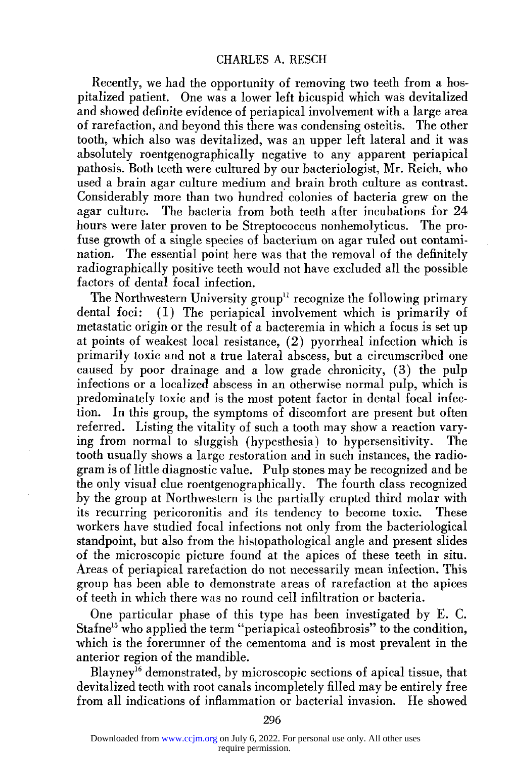Recently, we had the opportunity of removing two teeth from a hospitalized patient. One was a lower left bicuspid which was devitalized and showed definite evidence of periapical involvement with a large area of rarefaction, and beyond this there was condensing osteitis. The other tooth, which also was devitalized, was an upper left lateral and it was absolutely roentgenographically negative to any apparent periapical pathosis. Both teeth were cultured by our bacteriologist, Mr. Reich, who used a brain agar culture medium and brain broth culture as contrast. Considerably more than two hundred colonies of bacteria grew on the agar culture. The bacteria from both teeth after incubations for 24 hours were later proven to be Streptococcus nonhemolyticus. The profuse growth of a single species of bacterium on agar ruled out contamination. The essential point here was that the removal of the definitely radiographically positive teeth would not have excluded all the possible factors of dental focal infection.

The Northwestern University group[11] recognize the following primary dental foci: (1) The periapical involvement which is primarily of metastatic origin or the result of a bacteremia in which a focus is set up at points of weakest local resistance, (2) pyorrheal infection which is primarily toxic and not a true lateral abscess, but a circumscribed one caused by poor drainage and a low grade chronicity, (3) the pulp infections or a localized abscess in an otherwise normal pulp, which is predominately toxic and is the most potent factor in dental focal infection. In this group, the symptoms of discomfort are present but often referred. Listing the vitality of such a tooth may show a reaction varying from normal to sluggish (hypesthesia) to hypersensitivity. The tooth usually shows a large restoration and in such instances, the radiogram is of little diagnostic value. Pulp stones may be recognized and be the only visual clue roentgenographically. The fourth class recognized by the group at Northwestern is the partially erupted third molar with its recurring pericoronitis and its tendency to become toxic. These workers have studied focal infections not only from the bacteriological standpoint, but also from the histopathological angle and present slides of the microscopic picture found at the apices of these teeth in situ. Areas of periapical rarefaction do not necessarily mean infection. This group has been able to demonstrate areas of rarefaction at the apices of teeth in which there was no round cell infiltration or bacteria.

One particular phase of this type has been investigated by E. C. Stafne[15] who applied the term "periapical osteofibrosis" to the condition, which is the forerunner of the cementoma and is most prevalent in the anterior region of the mandible.

Blayney[16] demonstrated, by microscopic sections of apical tissue, that devitalized teeth with root canals incompletely filled may be entirely free from all indications of inflammation or bacterial invasion. He showed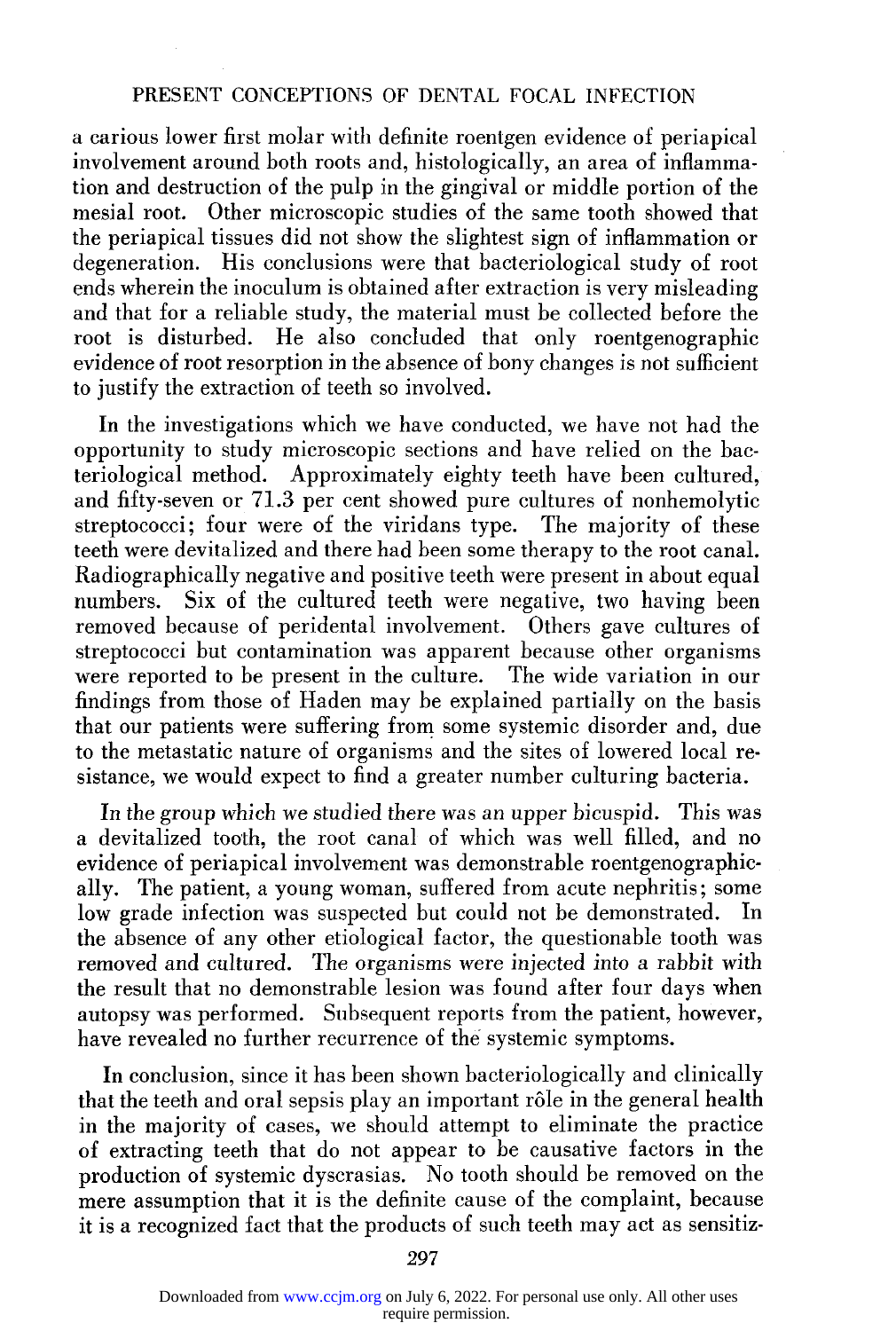a carious lower first molar with definite roentgen evidence of periapical involvement around both roots and, histologically, an area of inflammation and destruction of the pulp in the gingival or middle portion of the mesial root. Other microscopic studies of the same tooth showed that the periapical tissues did not show the slightest sign of inflammation or degeneration. His conclusions were that bacteriological study of root ends wherein the inoculum is obtained after extraction is very misleading and that for a reliable study, the material must be collected before the root is disturbed. He also concluded that only roentgenographic evidence of root resorption in the absence of bony changes is not sufficient to justify the extraction of teeth so involved.

In the investigations which we have conducted, we have not had the opportunity to study microscopic sections and have relied on the bacteriological method. Approximately eighty teeth have been cultured, and fifty-seven or 71.3 per cent showed pure cultures of nonhemolytic streptococci; four were of the viridans type. The majority of these teeth were devitalized and there had been some therapy to the root canal. Radiographically negative and positive teeth were present in about equal numbers. Six of the cultured teeth were negative, two having been removed because of peridental involvement. Others gave cultures of streptococci but contamination was apparent because other organisms were reported to be present in the culture. The wide variation in our findings from those of Haden may be explained partially on the basis that our patients were suffering from some systemic disorder and, due to the metastatic nature of organisms and the sites of lowered local resistance, we would expect to find a greater number culturing bacteria.

In the group which we studied there was an upper bicuspid. This was a devitalized tooth, the root canal of which was well filled, and no evidence of periapical involvement was demonstrable roentgenographically. The patient, a young woman, suffered from acute nephritis; some low grade infection was suspected but could not be demonstrated. In the absence of any other etiological factor, the questionable tooth was removed and cultured. The organisms were injected into a rabbit with the result that no demonstrable lesion was found after four days when autopsy was performed. Subsequent reports from the patient, however, have revealed no further recurrence of the systemic symptoms.

In conclusion, since it has been shown bacteriologically and clinically that the teeth and oral sepsis play an important rôle in the general health in the majority of cases, we should attempt to eliminate the practice of extracting teeth that do not appear to be causative factors in the production of systemic dyscrasias. No tooth should be removed on the mere assumption that it is the definite cause of the complaint, because it is a recognized fact that the products of such teeth may act as sensitiz-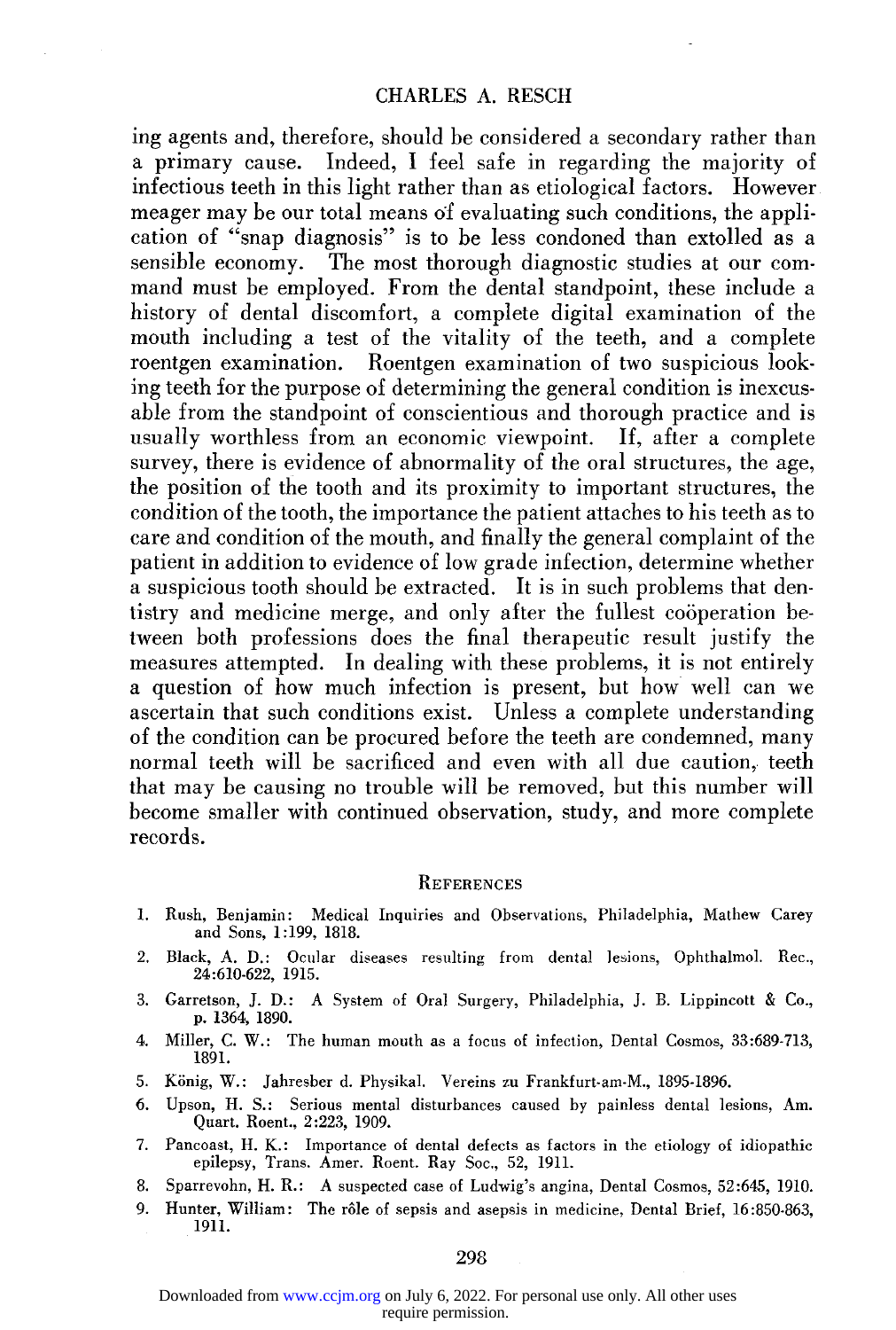ing agents and, therefore, should be considered a secondary rather than a primary cause. Indeed, I feel safe in regarding the majority of infectious teeth in this light rather than as etiological factors. However meager may be our total means of evaluating such conditions, the application of "snap diagnosis" is to be less condoned than extolled as a sensible economy. The most thorough diagnostic studies at our command must be employed. From the dental standpoint, these include a history of dental discomfort, a complete digital examination of the mouth including a test of the vitality of the teeth, and a complete roentgen examination. Roentgen examination of two suspicious looking teeth for the purpose of determining the general condition is inexcusable from the standpoint of conscientious and thorough practice and is usually worthless from an economic viewpoint. If, after a complete survey, there is evidence of abnormality of the oral structures, the age, the position of the tooth and its proximity to important structures, the condition of the tooth, the importance the patient attaches to his teeth as to care and condition of the mouth, and finally the general complaint of the patient in addition to evidence of low grade infection, determine whether a suspicious tooth should be extracted. It is in such problems that dentistry and medicine merge, and only after the fullest coöperation between both professions does the final therapeutic result justify the measures attempted. In dealing with these problems, it is not entirely a question of how much infection is present, but how well can we ascertain that such conditions exist. Unless a complete understanding of the condition can be procured before the teeth are condemned, many normal teeth will be sacrificed and even with all due caution, teeth that may be causing no trouble will be removed, but this number will become smaller with continued observation, study, and more complete records.

## References

1. Rush, Benjamin: Medical Inquiries and Observations, Philadelphia, Mathew Carey and Sons, 1:199, 1818.
2. Black, A. D.: Ocular diseases resulting from dental lesions, Ophthalmol. Rec., 24:610-622, 1915.
3. Garretson, J. D.: A System of Oral Surgery, Philadelphia, J. B. Lippincott & Co., p. 1364, 1890.
4. Miller, C. W.: The human mouth as a focus of infection, Dental Cosmos, 33:689-713, 1891.
5. König, W.: Jahresber d. Physikal. Vereins zu Frankfurt-am-M., 1895-1896.
6. Upson, H. S.: Serious mental disturbances caused by painless dental lesions, Am. Quart. Roent., 2:223, 1909.
7. Pancoast, H. K.: Importance of dental defects as factors in the etiology of idiopathic epilepsy, Trans. Amer. Roent. Ray Soc., 52, 1911.
8. Sparrevohn, H. R.: A suspected case of Ludwig's angina, Dental Cosmos, 52:645, 1910.
9. Hunter, William: The rôle of sepsis and asepsis in medicine, Dental Brief, 16:850-863, 1911.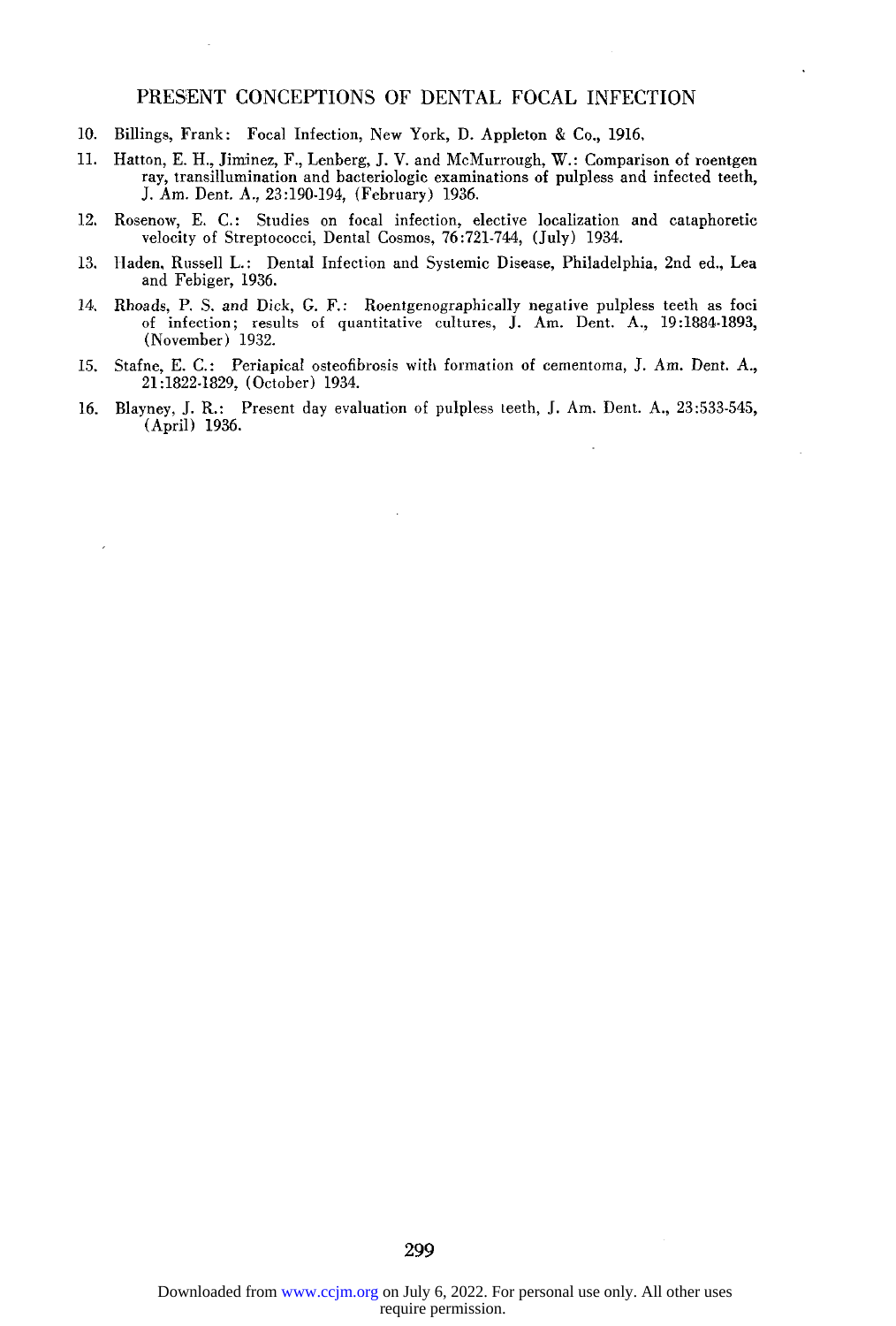10. Billings, Frank: Focal Infection, New York, D. Appleton & Co., 1916.
11. Hatton, E. H., Jiminez, F., Lenberg, J. V. and McMurrough, W.: Comparison of roentgen ray, transillumination and bacteriologic examinations of pulpless and infected teeth, J. Am. Dent. A., 23:190-194, (February) 1936.
12. Rosenow, E. C.: Studies on focal infection, elective localization and cataphoretic velocity of Streptococci, Dental Cosmos, 76:721-744, (July) 1934.
13. Haden, Russell L.: Dental Infection and Systemic Disease, Philadelphia, 2nd ed., Lea and Febiger, 1936.
14. Rhoads, P. S. and Dick, G. F.: Roentgenographically negative pulpless teeth as foci of infection; results of quantitative cultures, J. Am. Dent. A., 19:1884-1893, (November) 1932.
15. Stafne, E. C.: Periapical osteofibrosis with formation of cementoma, J. Am. Dent. A., 21:1822-1829, (October) 1934.
16. Blayney, J. R.: Present day evaluation of pulpless teeth, J. Am. Dent. A., 23:533-545, (April) 1936.